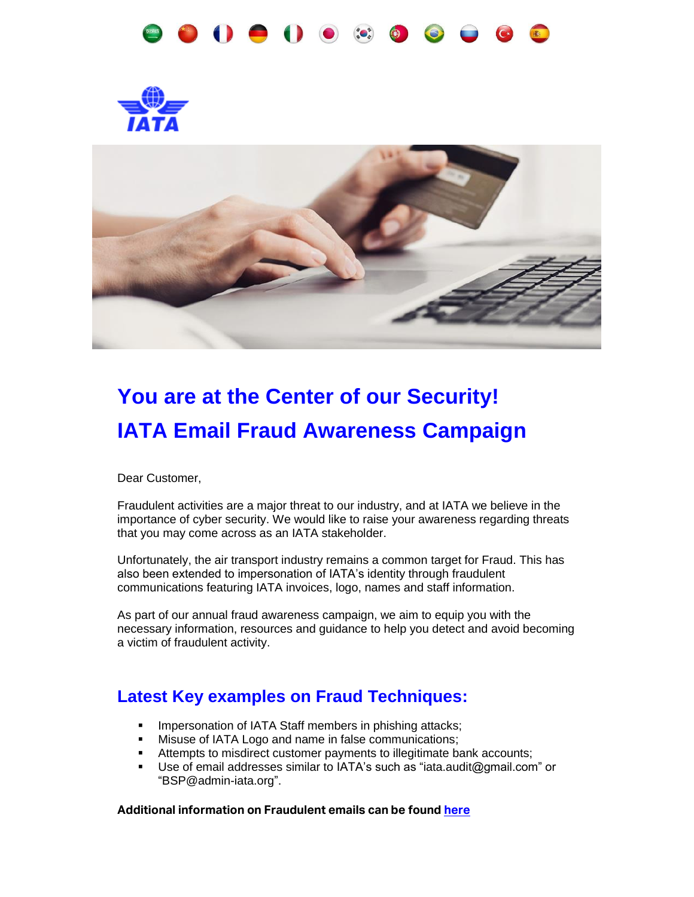# You are at the Center of our Security!

# IATA Email Fraud Awareness Campaign

Dear Customer,

Fraudulent activities are a major threat to our industry, and at IATA we believe in the importance of cyber security. We would like to raise your awareness regarding threats that you may come across as an IATA stakeholder.

Unfortunately, the air transport industry remains a common target for Fraud. This has also been extended to impersonation of IATA's identity through fraudulent communications featuring IATA invoices, logo, names and staff information.

As part of our annual fraud awareness campaign, we aim to equip you with the necessary information, resources and guidance to help you detect and avoid becoming a victim of fraudulent activity.

## Latest Key examples on Fraud Techniques:

- Impersonation of IATA Staff members in phishing attacks;
- Misuse of IATA Logo and name in false communications;
- Attempts to misdirect customer payments to illegitimate bank accounts;
- Use of email addresses similar to IATA's such as "iata.audit@gmail.com" or "BSP@admin-iata.org".

**Additional information on Fraudulent emails can be found here**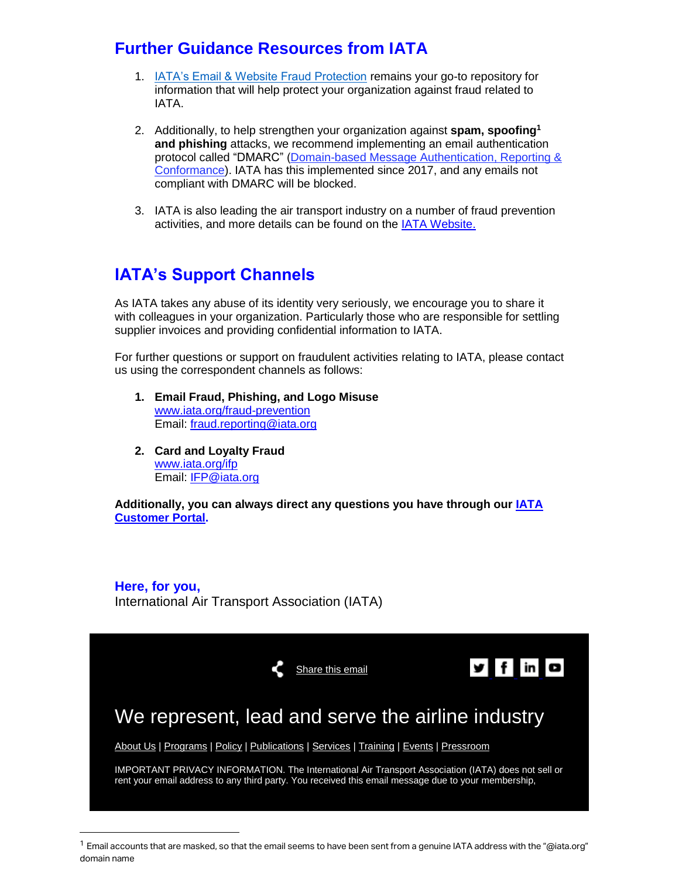## Further Guidance Resources from IATA

1. IATA's Email & Website Fraud Protection remains your go-to repository for information that will help protect your organization against fraud related to IATA.

2. Additionally, to help strengthen your organization against **spam, spoofing[1] and phishing** attacks, we recommend implementing an email authentication protocol called "DMARC" (Domain-based Message Authentication, Reporting & Conformance). IATA has this implemented since 2017, and any emails not compliant with DMARC will be blocked.

3. IATA is also leading the air transport industry on a number of fraud prevention activities, and more details can be found on the IATA Website.

## IATA's Support Channels

As IATA takes any abuse of its identity very seriously, we encourage you to share it with colleagues in your organization. Particularly those who are responsible for settling supplier invoices and providing confidential information to IATA.

For further questions or support on fraudulent activities relating to IATA, please contact us using the correspondent channels as follows:

1. **Email Fraud, Phishing, and Logo Misuse**
   www.iata.org/fraud-prevention
   Email: fraud.reporting@iata.org

2. **Card and Loyalty Fraud**
   www.iata.org/ifp
   Email: IFP@iata.org

**Additionally, you can always direct any questions you have through our IATA Customer Portal.**

**Here, for you,**
International Air Transport Association (IATA)

Share this email

We represent, lead and serve the airline industry

About Us | Programs | Policy | Publications | Services | Training | Events | Pressroom

IMPORTANT PRIVACY INFORMATION. The International Air Transport Association (IATA) does not sell or rent your email address to any third party. You received this email message due to your membership,

[1] Email accounts that are masked, so that the email seems to have been sent from a genuine IATA address with the "@iata.org" domain name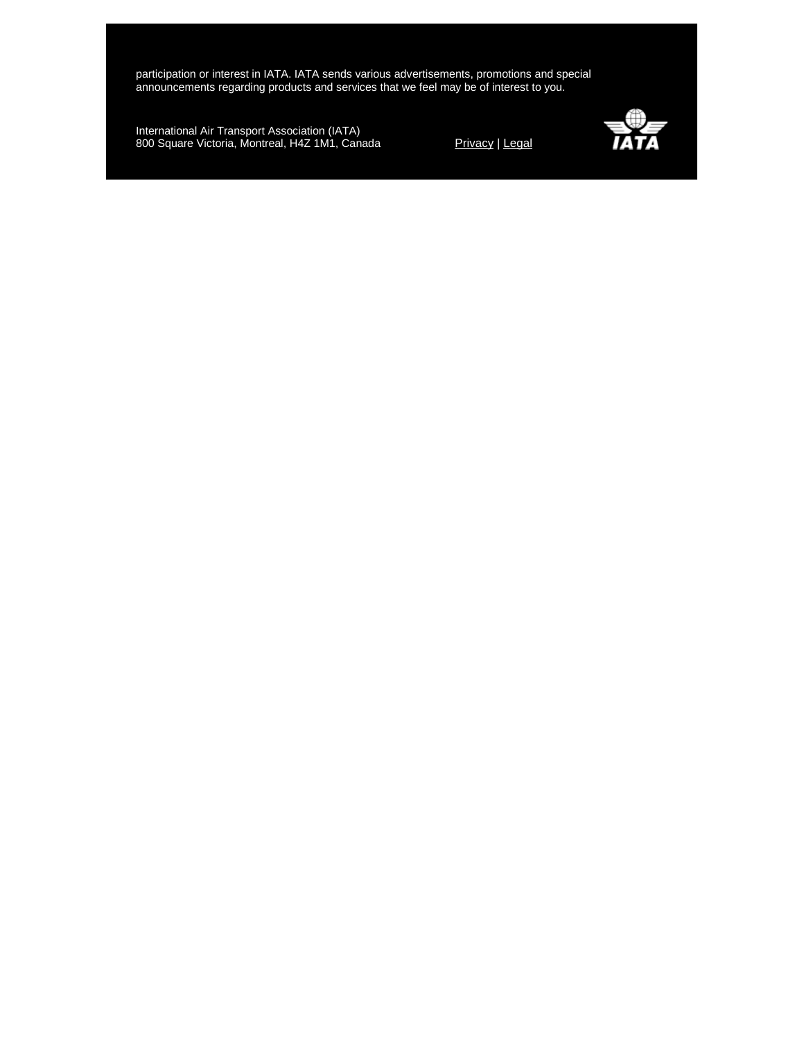participation or interest in IATA. IATA sends various advertisements, promotions and special announcements regarding products and services that we feel may be of interest to you.

International Air Transport Association (IATA)
800 Square Victoria, Montreal, H4Z 1M1, Canada

Privacy | Legal